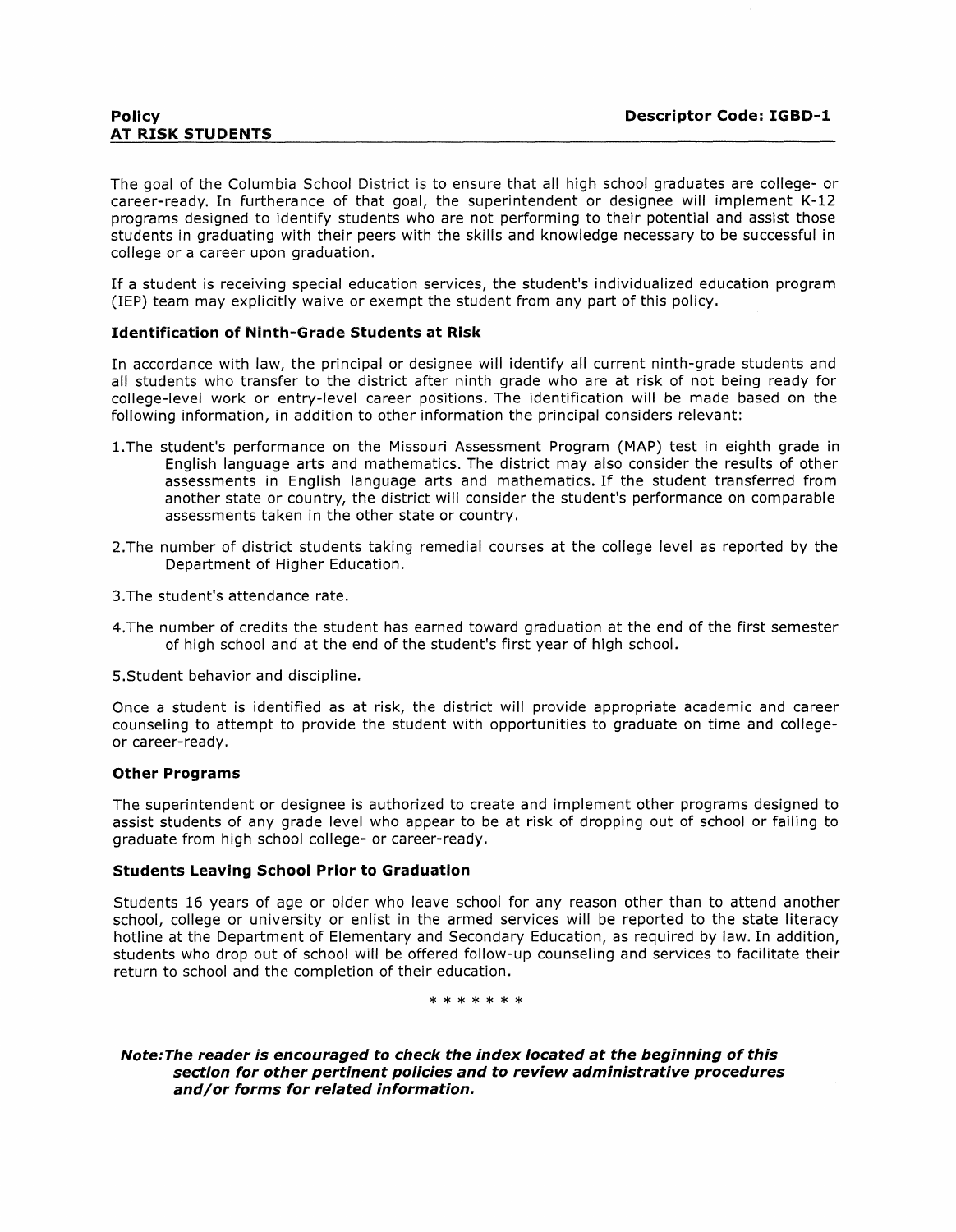**Policy** **Descriptor Code: IGBD-1**

**AT RISK STUDENTS**

The goal of the Columbia School District is to ensure that all high school graduates are college- or career-ready. In furtherance of that goal, the superintendent or designee will implement K-12 programs designed to identify students who are not performing to their potential and assist those students in graduating with their peers with the skills and knowledge necessary to be successful in college or a career upon graduation.

If a student is receiving special education services, the student's individualized education program (IEP) team may explicitly waive or exempt the student from any part of this policy.

### Identification of Ninth-Grade Students at Risk

In accordance with law, the principal or designee will identify all current ninth-grade students and all students who transfer to the district after ninth grade who are at risk of not being ready for college-level work or entry-level career positions. The identification will be made based on the following information, in addition to other information the principal considers relevant:

1. The student's performance on the Missouri Assessment Program (MAP) test in eighth grade in English language arts and mathematics. The district may also consider the results of other assessments in English language arts and mathematics. If the student transferred from another state or country, the district will consider the student's performance on comparable assessments taken in the other state or country.
2. The number of district students taking remedial courses at the college level as reported by the Department of Higher Education.
3. The student's attendance rate.
4. The number of credits the student has earned toward graduation at the end of the first semester of high school and at the end of the student's first year of high school.
5. Student behavior and discipline.

Once a student is identified as at risk, the district will provide appropriate academic and career counseling to attempt to provide the student with opportunities to graduate on time and college- or career-ready.

### Other Programs

The superintendent or designee is authorized to create and implement other programs designed to assist students of any grade level who appear to be at risk of dropping out of school or failing to graduate from high school college- or career-ready.

### Students Leaving School Prior to Graduation

Students 16 years of age or older who leave school for any reason other than to attend another school, college or university or enlist in the armed services will be reported to the state literacy hotline at the Department of Elementary and Secondary Education, as required by law. In addition, students who drop out of school will be offered follow-up counseling and services to facilitate their return to school and the completion of their education.

\* \* \* \* \* \* \*

***Note: The reader is encouraged to check the index located at the beginning of this section for other pertinent policies and to review administrative procedures and/or forms for related information.***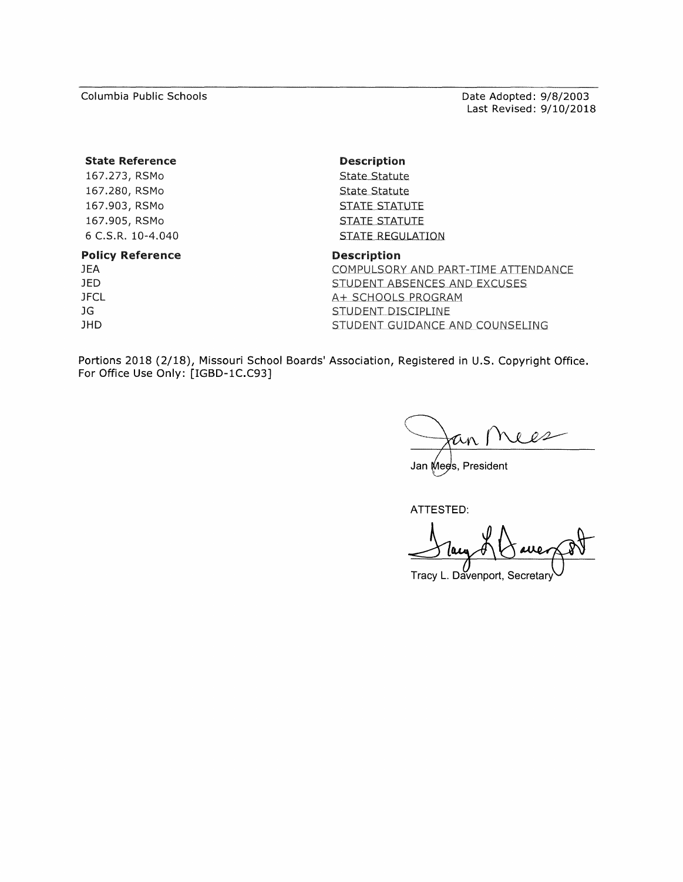Columbia Public Schools

Date Adopted: 9/8/2003
Last Revised: 9/10/2018

| State Reference | Description |
|---|---|
| 167.273, RSMo | State Statute |
| 167.280, RSMo | State Statute |
| 167.903, RSMo | STATE STATUTE |
| 167.905, RSMo | STATE STATUTE |
| 6 C.S.R. 10-4.040 | STATE REGULATION |

| Policy Reference | Description |
|---|---|
| JEA | COMPULSORY AND PART-TIME ATTENDANCE |
| JED | STUDENT ABSENCES AND EXCUSES |
| JFCL | A+ SCHOOLS PROGRAM |
| JG | STUDENT DISCIPLINE |
| JHD | STUDENT GUIDANCE AND COUNSELING |

Portions 2018 (2/18), Missouri School Boards' Association, Registered in U.S. Copyright Office.
For Office Use Only: [IGBD-1C.C93]

Jan Mees, President

ATTESTED:

Tracy L. Davenport, Secretary